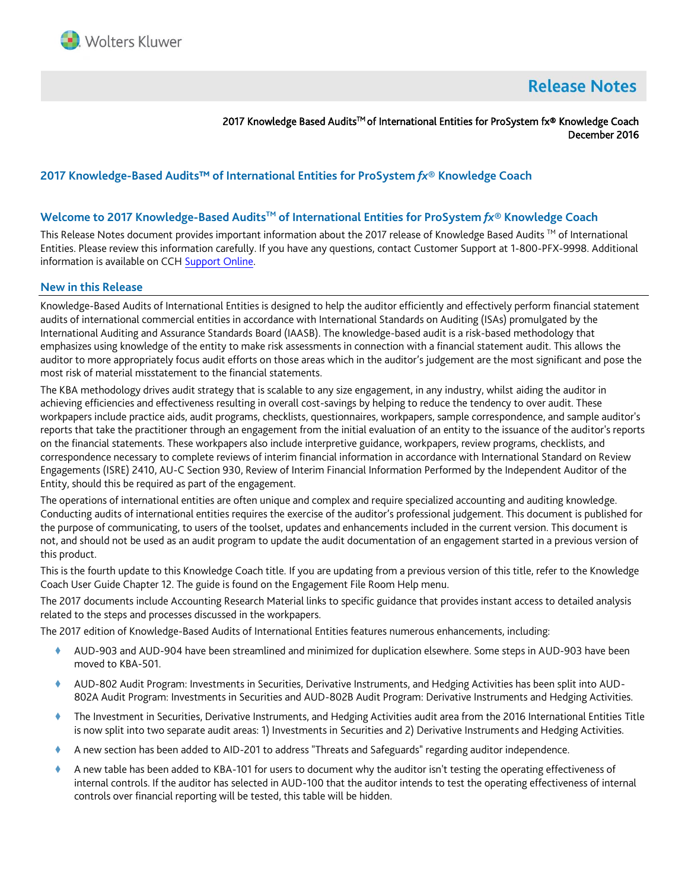# Release Notes

2017 Knowledge Based Audits™ of International Entities for ProSystem fx® Knowledge Coach
December 2016

## 2017 Knowledge-Based Audits™ of International Entities for ProSystem *fx*® Knowledge Coach

### Welcome to 2017 Knowledge-Based Audits™ of International Entities for ProSystem *fx*® Knowledge Coach

This Release Notes document provides important information about the 2017 release of Knowledge Based Audits ™ of International Entities. Please review this information carefully. If you have any questions, contact Customer Support at 1-800-PFX-9998. Additional information is available on CCH Support Online.

### New in this Release

Knowledge-Based Audits of International Entities is designed to help the auditor efficiently and effectively perform financial statement audits of international commercial entities in accordance with International Standards on Auditing (ISAs) promulgated by the International Auditing and Assurance Standards Board (IAASB). The knowledge-based audit is a risk-based methodology that emphasizes using knowledge of the entity to make risk assessments in connection with a financial statement audit. This allows the auditor to more appropriately focus audit efforts on those areas which in the auditor's judgement are the most significant and pose the most risk of material misstatement to the financial statements.

The KBA methodology drives audit strategy that is scalable to any size engagement, in any industry, whilst aiding the auditor in achieving efficiencies and effectiveness resulting in overall cost-savings by helping to reduce the tendency to over audit. These workpapers include practice aids, audit programs, checklists, questionnaires, workpapers, sample correspondence, and sample auditor's reports that take the practitioner through an engagement from the initial evaluation of an entity to the issuance of the auditor's reports on the financial statements. These workpapers also include interpretive guidance, workpapers, review programs, checklists, and correspondence necessary to complete reviews of interim financial information in accordance with International Standard on Review Engagements (ISRE) 2410, AU-C Section 930, Review of Interim Financial Information Performed by the Independent Auditor of the Entity, should this be required as part of the engagement.

The operations of international entities are often unique and complex and require specialized accounting and auditing knowledge. Conducting audits of international entities requires the exercise of the auditor's professional judgement. This document is published for the purpose of communicating, to users of the toolset, updates and enhancements included in the current version. This document is not, and should not be used as an audit program to update the audit documentation of an engagement started in a previous version of this product.

This is the fourth update to this Knowledge Coach title. If you are updating from a previous version of this title, refer to the Knowledge Coach User Guide Chapter 12. The guide is found on the Engagement File Room Help menu.

The 2017 documents include Accounting Research Material links to specific guidance that provides instant access to detailed analysis related to the steps and processes discussed in the workpapers.

The 2017 edition of Knowledge-Based Audits of International Entities features numerous enhancements, including:

- AUD-903 and AUD-904 have been streamlined and minimized for duplication elsewhere. Some steps in AUD-903 have been moved to KBA-501.
- AUD-802 Audit Program: Investments in Securities, Derivative Instruments, and Hedging Activities has been split into AUD-802A Audit Program: Investments in Securities and AUD-802B Audit Program: Derivative Instruments and Hedging Activities.
- The Investment in Securities, Derivative Instruments, and Hedging Activities audit area from the 2016 International Entities Title is now split into two separate audit areas: 1) Investments in Securities and 2) Derivative Instruments and Hedging Activities.
- A new section has been added to AID-201 to address "Threats and Safeguards" regarding auditor independence.
- A new table has been added to KBA-101 for users to document why the auditor isn't testing the operating effectiveness of internal controls. If the auditor has selected in AUD-100 that the auditor intends to test the operating effectiveness of internal controls over financial reporting will be tested, this table will be hidden.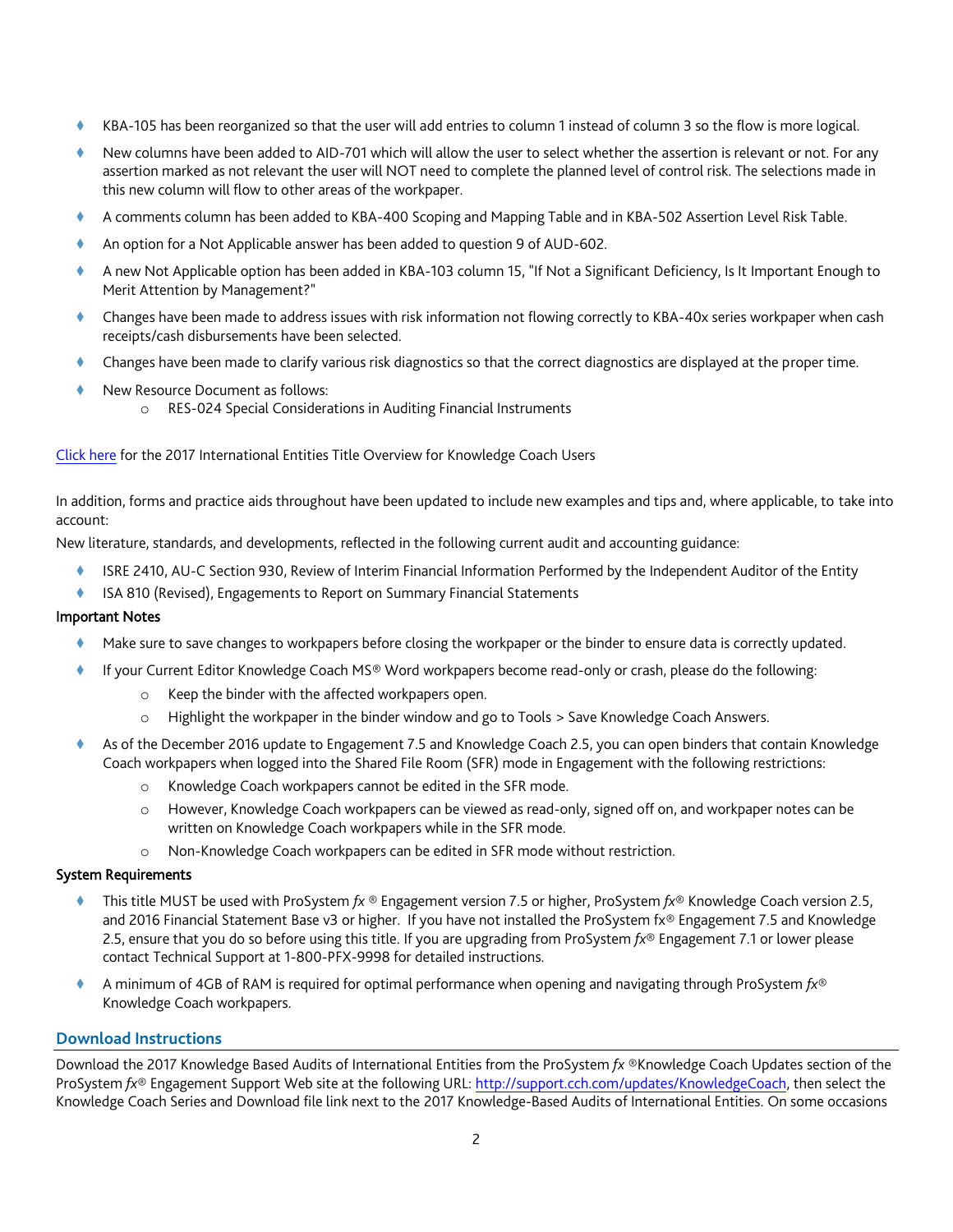- KBA-105 has been reorganized so that the user will add entries to column 1 instead of column 3 so the flow is more logical.
- New columns have been added to AID-701 which will allow the user to select whether the assertion is relevant or not. For any assertion marked as not relevant the user will NOT need to complete the planned level of control risk. The selections made in this new column will flow to other areas of the workpaper.
- A comments column has been added to KBA-400 Scoping and Mapping Table and in KBA-502 Assertion Level Risk Table.
- An option for a Not Applicable answer has been added to question 9 of AUD-602.
- A new Not Applicable option has been added in KBA-103 column 15, "If Not a Significant Deficiency, Is It Important Enough to Merit Attention by Management?"
- Changes have been made to address issues with risk information not flowing correctly to KBA-40x series workpaper when cash receipts/cash disbursements have been selected.
- Changes have been made to clarify various risk diagnostics so that the correct diagnostics are displayed at the proper time.
- New Resource Document as follows:
  - RES-024 Special Considerations in Auditing Financial Instruments

[Click here](#) for the 2017 International Entities Title Overview for Knowledge Coach Users

In addition, forms and practice aids throughout have been updated to include new examples and tips and, where applicable, to take into account:

New literature, standards, and developments, reflected in the following current audit and accounting guidance:

- ISRE 2410, AU-C Section 930, Review of Interim Financial Information Performed by the Independent Auditor of the Entity
- ISA 810 (Revised), Engagements to Report on Summary Financial Statements

**Important Notes**

- Make sure to save changes to workpapers before closing the workpaper or the binder to ensure data is correctly updated.
- If your Current Editor Knowledge Coach MS® Word workpapers become read-only or crash, please do the following:
  - Keep the binder with the affected workpapers open.
  - Highlight the workpaper in the binder window and go to Tools > Save Knowledge Coach Answers.
- As of the December 2016 update to Engagement 7.5 and Knowledge Coach 2.5, you can open binders that contain Knowledge Coach workpapers when logged into the Shared File Room (SFR) mode in Engagement with the following restrictions:
  - Knowledge Coach workpapers cannot be edited in the SFR mode.
  - However, Knowledge Coach workpapers can be viewed as read-only, signed off on, and workpaper notes can be written on Knowledge Coach workpapers while in the SFR mode.
  - Non-Knowledge Coach workpapers can be edited in SFR mode without restriction.

**System Requirements**

- This title MUST be used with ProSystem *fx* ® Engagement version 7.5 or higher, ProSystem *fx*® Knowledge Coach version 2.5, and 2016 Financial Statement Base v3 or higher. If you have not installed the ProSystem fx® Engagement 7.5 and Knowledge 2.5, ensure that you do so before using this title. If you are upgrading from ProSystem *fx*® Engagement 7.1 or lower please contact Technical Support at 1-800-PFX-9998 for detailed instructions.
- A minimum of 4GB of RAM is required for optimal performance when opening and navigating through ProSystem *fx*® Knowledge Coach workpapers.

## Download Instructions

Download the 2017 Knowledge Based Audits of International Entities from the ProSystem *fx* ®Knowledge Coach Updates section of the ProSystem *fx*® Engagement Support Web site at the following URL: [http://support.cch.com/updates/KnowledgeCoach](http://support.cch.com/updates/KnowledgeCoach), then select the Knowledge Coach Series and Download file link next to the 2017 Knowledge-Based Audits of International Entities. On some occasions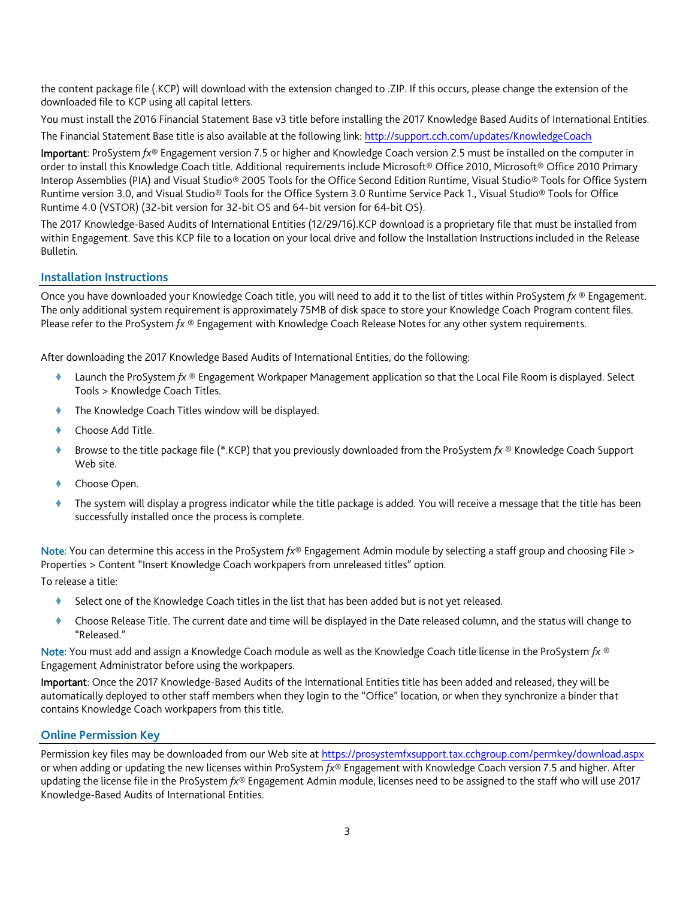the content package file (.KCP) will download with the extension changed to .ZIP. If this occurs, please change the extension of the downloaded file to KCP using all capital letters.

You must install the 2016 Financial Statement Base v3 title before installing the 2017 Knowledge Based Audits of International Entities.

The Financial Statement Base title is also available at the following link: http://support.cch.com/updates/KnowledgeCoach

**Important**: ProSystem *fx*® Engagement version 7.5 or higher and Knowledge Coach version 2.5 must be installed on the computer in order to install this Knowledge Coach title. Additional requirements include Microsoft® Office 2010, Microsoft® Office 2010 Primary Interop Assemblies (PIA) and Visual Studio® 2005 Tools for the Office Second Edition Runtime, Visual Studio® Tools for Office System Runtime version 3.0, and Visual Studio® Tools for the Office System 3.0 Runtime Service Pack 1., Visual Studio® Tools for Office Runtime 4.0 (VSTOR) (32-bit version for 32-bit OS and 64-bit version for 64-bit OS).

The 2017 Knowledge-Based Audits of International Entities (12/29/16).KCP download is a proprietary file that must be installed from within Engagement. Save this KCP file to a location on your local drive and follow the Installation Instructions included in the Release Bulletin.

## Installation Instructions

Once you have downloaded your Knowledge Coach title, you will need to add it to the list of titles within ProSystem *fx* ® Engagement. The only additional system requirement is approximately 75MB of disk space to store your Knowledge Coach Program content files. Please refer to the ProSystem *fx* ® Engagement with Knowledge Coach Release Notes for any other system requirements.

After downloading the 2017 Knowledge Based Audits of International Entities, do the following:

- Launch the ProSystem *fx* ® Engagement Workpaper Management application so that the Local File Room is displayed. Select Tools > Knowledge Coach Titles.
- The Knowledge Coach Titles window will be displayed.
- Choose Add Title.
- Browse to the title package file (*.KCP) that you previously downloaded from the ProSystem *fx* ® Knowledge Coach Support Web site.
- Choose Open.
- The system will display a progress indicator while the title package is added. You will receive a message that the title has been successfully installed once the process is complete.

Note: You can determine this access in the ProSystem *fx*® Engagement Admin module by selecting a staff group and choosing File > Properties > Content "Insert Knowledge Coach workpapers from unreleased titles" option.

To release a title:

- Select one of the Knowledge Coach titles in the list that has been added but is not yet released.
- Choose Release Title. The current date and time will be displayed in the Date released column, and the status will change to "Released."

Note: You must add and assign a Knowledge Coach module as well as the Knowledge Coach title license in the ProSystem *fx* ® Engagement Administrator before using the workpapers.

**Important**: Once the 2017 Knowledge-Based Audits of the International Entities title has been added and released, they will be automatically deployed to other staff members when they login to the "Office" location, or when they synchronize a binder that contains Knowledge Coach workpapers from this title.

## Online Permission Key

Permission key files may be downloaded from our Web site at https://prosystemfxsupport.tax.cchgroup.com/permkey/download.aspx or when adding or updating the new licenses within ProSystem *fx*® Engagement with Knowledge Coach version 7.5 and higher. After updating the license file in the ProSystem *fx*® Engagement Admin module, licenses need to be assigned to the staff who will use 2017 Knowledge-Based Audits of International Entities.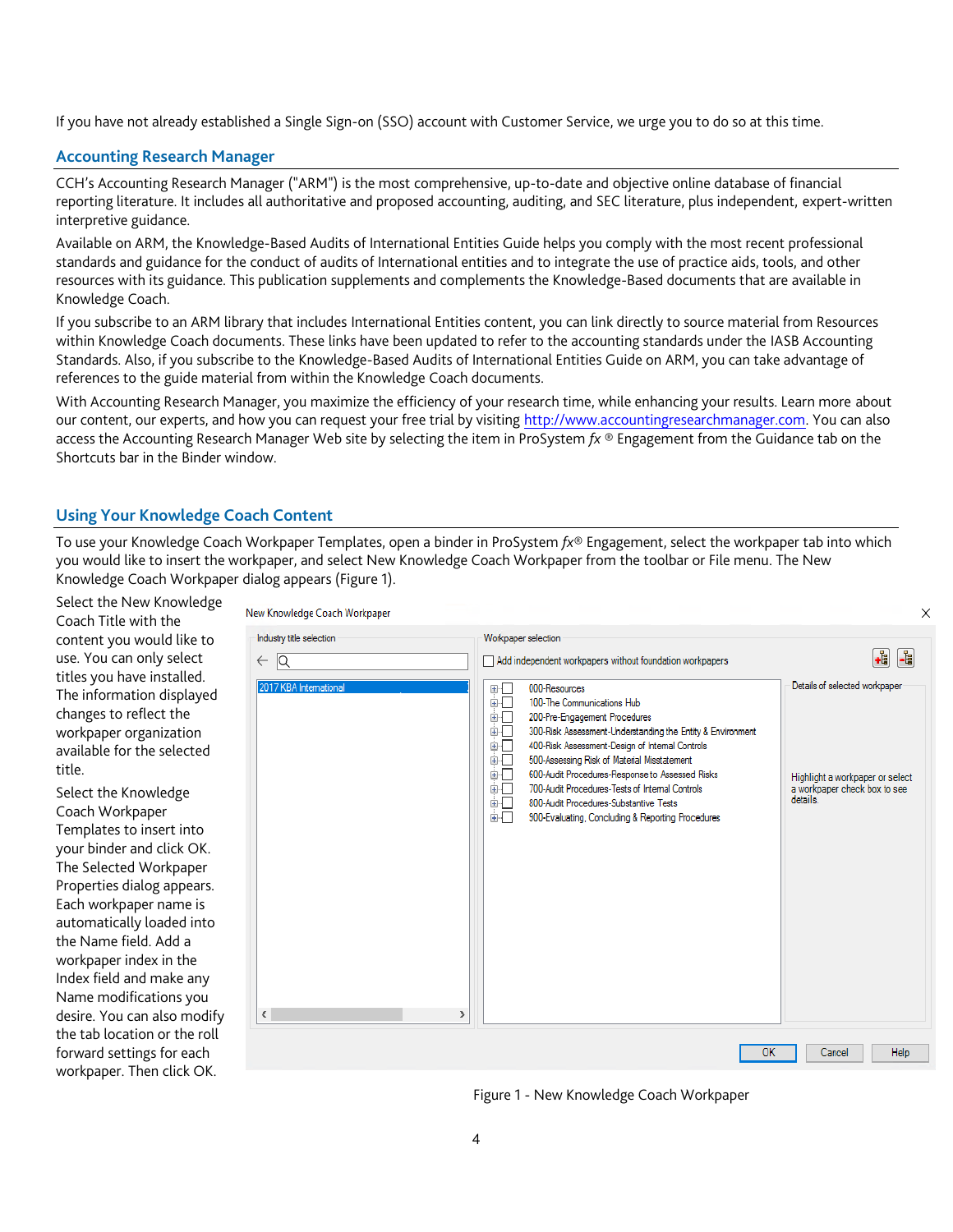If you have not already established a Single Sign-on (SSO) account with Customer Service, we urge you to do so at this time.

## Accounting Research Manager

CCH's Accounting Research Manager ("ARM") is the most comprehensive, up-to-date and objective online database of financial reporting literature. It includes all authoritative and proposed accounting, auditing, and SEC literature, plus independent, expert-written interpretive guidance.

Available on ARM, the Knowledge-Based Audits of International Entities Guide helps you comply with the most recent professional standards and guidance for the conduct of audits of International entities and to integrate the use of practice aids, tools, and other resources with its guidance. This publication supplements and complements the Knowledge-Based documents that are available in Knowledge Coach.

If you subscribe to an ARM library that includes International Entities content, you can link directly to source material from Resources within Knowledge Coach documents. These links have been updated to refer to the accounting standards under the IASB Accounting Standards. Also, if you subscribe to the Knowledge-Based Audits of International Entities Guide on ARM, you can take advantage of references to the guide material from within the Knowledge Coach documents.

With Accounting Research Manager, you maximize the efficiency of your research time, while enhancing your results. Learn more about our content, our experts, and how you can request your free trial by visiting http://www.accountingresearchmanager.com. You can also access the Accounting Research Manager Web site by selecting the item in ProSystem *fx* ® Engagement from the Guidance tab on the Shortcuts bar in the Binder window.

## Using Your Knowledge Coach Content

To use your Knowledge Coach Workpaper Templates, open a binder in ProSystem *fx*® Engagement, select the workpaper tab into which you would like to insert the workpaper, and select New Knowledge Coach Workpaper from the toolbar or File menu. The New Knowledge Coach Workpaper dialog appears (Figure 1).

Select the New Knowledge Coach Title with the content you would like to use. You can only select titles you have installed. The information displayed changes to reflect the workpaper organization available for the selected title.

Select the Knowledge Coach Workpaper Templates to insert into your binder and click OK. The Selected Workpaper Properties dialog appears. Each workpaper name is automatically loaded into the Name field. Add a workpaper index in the Index field and make any Name modifications you desire. You can also modify the tab location or the roll forward settings for each workpaper. Then click OK.

Figure 1 - New Knowledge Coach Workpaper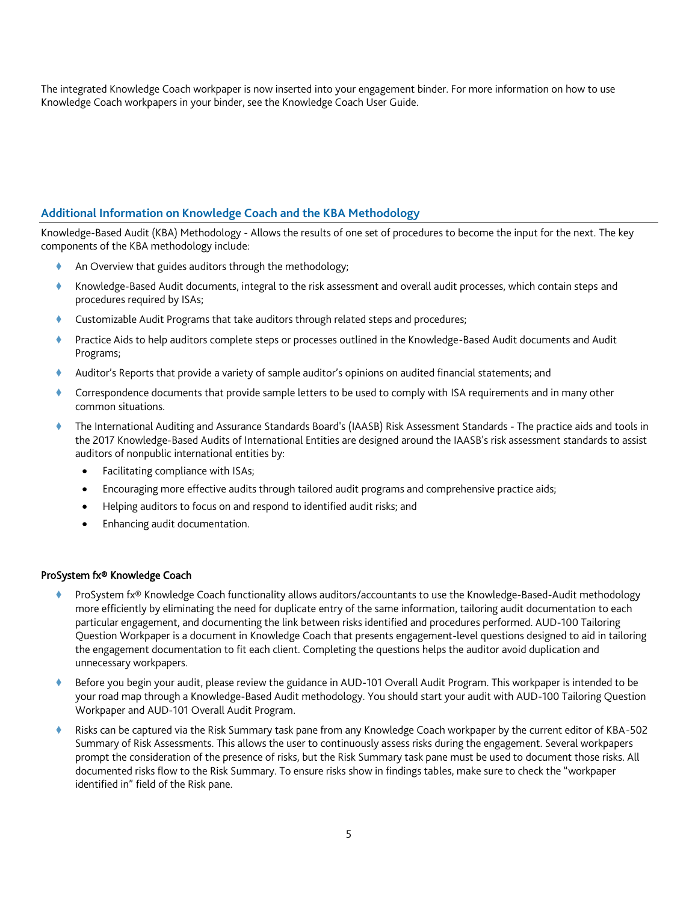The integrated Knowledge Coach workpaper is now inserted into your engagement binder. For more information on how to use Knowledge Coach workpapers in your binder, see the Knowledge Coach User Guide.

## Additional Information on Knowledge Coach and the KBA Methodology

Knowledge-Based Audit (KBA) Methodology - Allows the results of one set of procedures to become the input for the next. The key components of the KBA methodology include:

- An Overview that guides auditors through the methodology;
- Knowledge-Based Audit documents, integral to the risk assessment and overall audit processes, which contain steps and procedures required by ISAs;
- Customizable Audit Programs that take auditors through related steps and procedures;
- Practice Aids to help auditors complete steps or processes outlined in the Knowledge-Based Audit documents and Audit Programs;
- Auditor's Reports that provide a variety of sample auditor's opinions on audited financial statements; and
- Correspondence documents that provide sample letters to be used to comply with ISA requirements and in many other common situations.
- The International Auditing and Assurance Standards Board's (IAASB) Risk Assessment Standards - The practice aids and tools in the 2017 Knowledge-Based Audits of International Entities are designed around the IAASB's risk assessment standards to assist auditors of nonpublic international entities by:
  - Facilitating compliance with ISAs;
  - Encouraging more effective audits through tailored audit programs and comprehensive practice aids;
  - Helping auditors to focus on and respond to identified audit risks; and
  - Enhancing audit documentation.

### ProSystem fx® Knowledge Coach

- ProSystem fx® Knowledge Coach functionality allows auditors/accountants to use the Knowledge-Based-Audit methodology more efficiently by eliminating the need for duplicate entry of the same information, tailoring audit documentation to each particular engagement, and documenting the link between risks identified and procedures performed. AUD-100 Tailoring Question Workpaper is a document in Knowledge Coach that presents engagement-level questions designed to aid in tailoring the engagement documentation to fit each client. Completing the questions helps the auditor avoid duplication and unnecessary workpapers.
- Before you begin your audit, please review the guidance in AUD-101 Overall Audit Program. This workpaper is intended to be your road map through a Knowledge-Based Audit methodology. You should start your audit with AUD-100 Tailoring Question Workpaper and AUD-101 Overall Audit Program.
- Risks can be captured via the Risk Summary task pane from any Knowledge Coach workpaper by the current editor of KBA-502 Summary of Risk Assessments. This allows the user to continuously assess risks during the engagement. Several workpapers prompt the consideration of the presence of risks, but the Risk Summary task pane must be used to document those risks. All documented risks flow to the Risk Summary. To ensure risks show in findings tables, make sure to check the "workpaper identified in" field of the Risk pane.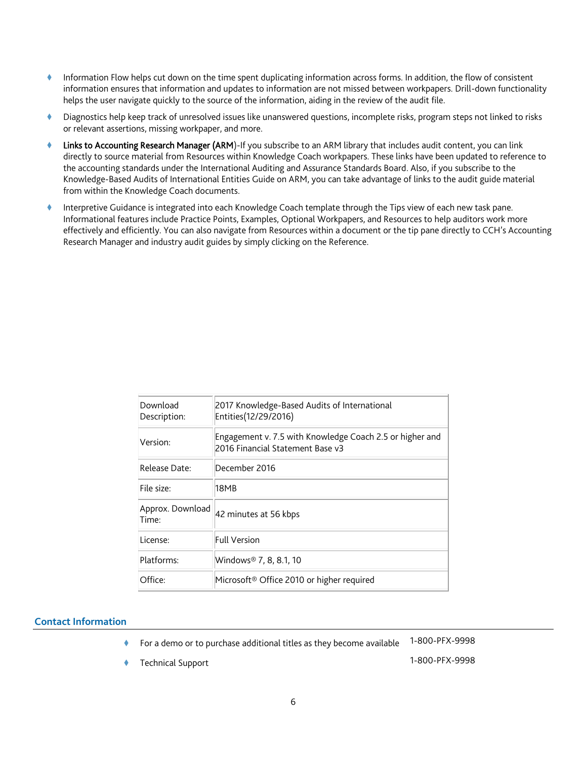- Information Flow helps cut down on the time spent duplicating information across forms. In addition, the flow of consistent information ensures that information and updates to information are not missed between workpapers. Drill-down functionality helps the user navigate quickly to the source of the information, aiding in the review of the audit file.
- Diagnostics help keep track of unresolved issues like unanswered questions, incomplete risks, program steps not linked to risks or relevant assertions, missing workpaper, and more.
- **Links to Accounting Research Manager (ARM)**-If you subscribe to an ARM library that includes audit content, you can link directly to source material from Resources within Knowledge Coach workpapers. These links have been updated to reference to the accounting standards under the International Auditing and Assurance Standards Board. Also, if you subscribe to the Knowledge-Based Audits of International Entities Guide on ARM, you can take advantage of links to the audit guide material from within the Knowledge Coach documents.
- Interpretive Guidance is integrated into each Knowledge Coach template through the Tips view of each new task pane. Informational features include Practice Points, Examples, Optional Workpapers, and Resources to help auditors work more effectively and efficiently. You can also navigate from Resources within a document or the tip pane directly to CCH's Accounting Research Manager and industry audit guides by simply clicking on the Reference.

| | |
|---|---|
| Download Description: | 2017 Knowledge-Based Audits of International Entities(12/29/2016) |
| Version: | Engagement v. 7.5 with Knowledge Coach 2.5 or higher and 2016 Financial Statement Base v3 |
| Release Date: | December 2016 |
| File size: | 18MB |
| Approx. Download Time: | 42 minutes at 56 kbps |
| License: | Full Version |
| Platforms: | Windows® 7, 8, 8.1, 10 |
| Office: | Microsoft® Office 2010 or higher required |

## Contact Information

- For a demo or to purchase additional titles as they become available 1-800-PFX-9998
- Technical Support 1-800-PFX-9998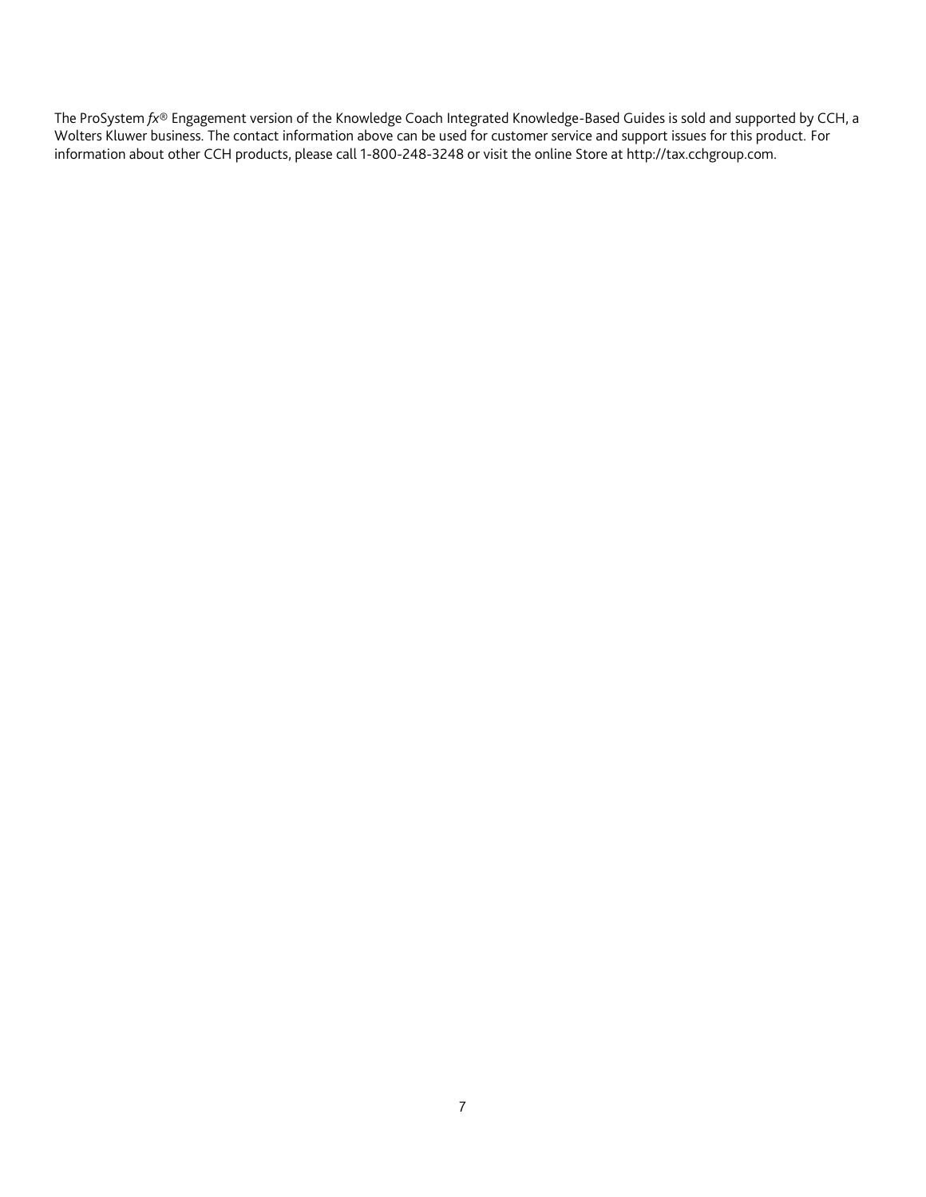The ProSystem *fx*® Engagement version of the Knowledge Coach Integrated Knowledge-Based Guides is sold and supported by CCH, a Wolters Kluwer business. The contact information above can be used for customer service and support issues for this product. For information about other CCH products, please call 1-800-248-3248 or visit the online Store at http://tax.cchgroup.com.